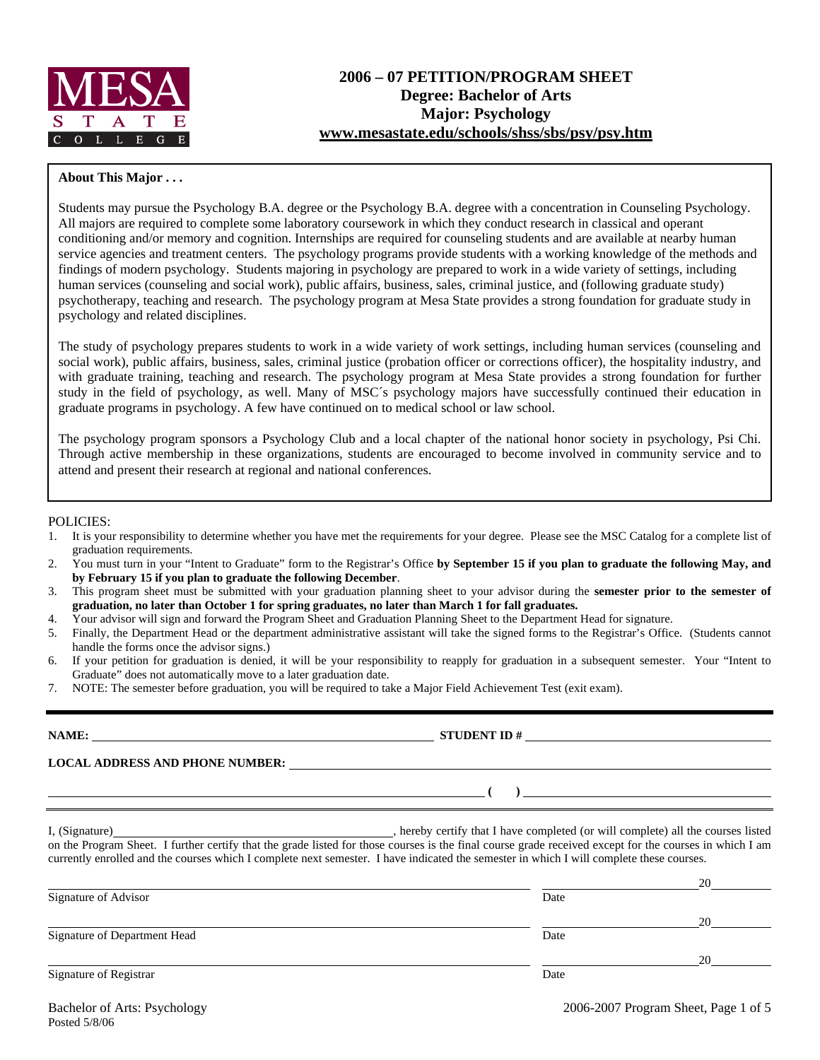MESA STATE COLLEGE

# 2006 – 07 PETITION/PROGRAM SHEET
## Degree: Bachelor of Arts
## Major: Psychology
## www.mesastate.edu/schools/shss/sbs/psy/psy.htm

**About This Major . . .**

Students may pursue the Psychology B.A. degree or the Psychology B.A. degree with a concentration in Counseling Psychology. All majors are required to complete some laboratory coursework in which they conduct research in classical and operant conditioning and/or memory and cognition. Internships are required for counseling students and are available at nearby human service agencies and treatment centers. The psychology programs provide students with a working knowledge of the methods and findings of modern psychology. Students majoring in psychology are prepared to work in a wide variety of settings, including human services (counseling and social work), public affairs, business, sales, criminal justice, and (following graduate study) psychotherapy, teaching and research. The psychology program at Mesa State provides a strong foundation for graduate study in psychology and related disciplines.

The study of psychology prepares students to work in a wide variety of work settings, including human services (counseling and social work), public affairs, business, sales, criminal justice (probation officer or corrections officer), the hospitality industry, and with graduate training, teaching and research. The psychology program at Mesa State provides a strong foundation for further study in the field of psychology, as well. Many of MSC´s psychology majors have successfully continued their education in graduate programs in psychology. A few have continued on to medical school or law school.

The psychology program sponsors a Psychology Club and a local chapter of the national honor society in psychology, Psi Chi. Through active membership in these organizations, students are encouraged to become involved in community service and to attend and present their research at regional and national conferences.

POLICIES:

1. It is your responsibility to determine whether you have met the requirements for your degree. Please see the MSC Catalog for a complete list of graduation requirements.
2. You must turn in your "Intent to Graduate" form to the Registrar's Office **by September 15 if you plan to graduate the following May, and by February 15 if you plan to graduate the following December**.
3. This program sheet must be submitted with your graduation planning sheet to your advisor during the **semester prior to the semester of graduation, no later than October 1 for spring graduates, no later than March 1 for fall graduates.**
4. Your advisor will sign and forward the Program Sheet and Graduation Planning Sheet to the Department Head for signature.
5. Finally, the Department Head or the department administrative assistant will take the signed forms to the Registrar's Office. (Students cannot handle the forms once the advisor signs.)
6. If your petition for graduation is denied, it will be your responsibility to reapply for graduation in a subsequent semester. Your "Intent to Graduate" does not automatically move to a later graduation date.
7. NOTE: The semester before graduation, you will be required to take a Major Field Achievement Test (exit exam).

**NAME:** ______________________________ **STUDENT ID #** ______________________________

**LOCAL ADDRESS AND PHONE NUMBER:** ______________________________

______________________________ **( )** ______________________________

I, (Signature) ______________________________, hereby certify that I have completed (or will complete) all the courses listed on the Program Sheet. I further certify that the grade listed for those courses is the final course grade received except for the courses in which I am currently enrolled and the courses which I complete next semester. I have indicated the semester in which I will complete these courses.

______________________________ ______________ 20______
Signature of Advisor Date

______________________________ ______________ 20______
Signature of Department Head Date

______________________________ ______________ 20______
Signature of Registrar Date

Bachelor of Arts: Psychology
Posted 5/8/06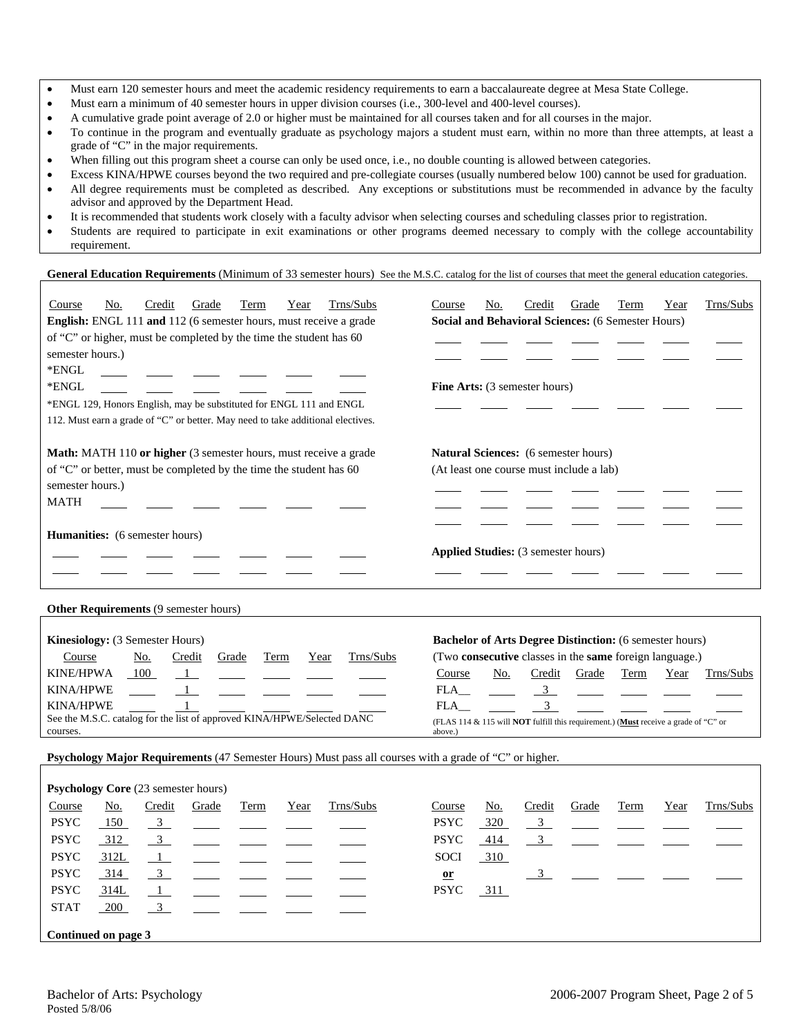- Must earn 120 semester hours and meet the academic residency requirements to earn a baccalaureate degree at Mesa State College.
- Must earn a minimum of 40 semester hours in upper division courses (i.e., 300-level and 400-level courses).
- A cumulative grade point average of 2.0 or higher must be maintained for all courses taken and for all courses in the major.
- To continue in the program and eventually graduate as psychology majors a student must earn, within no more than three attempts, at least a grade of "C" in the major requirements.
- When filling out this program sheet a course can only be used once, i.e., no double counting is allowed between categories.
- Excess KINA/HPWE courses beyond the two required and pre-collegiate courses (usually numbered below 100) cannot be used for graduation.
- All degree requirements must be completed as described. Any exceptions or substitutions must be recommended in advance by the faculty advisor and approved by the Department Head.
- It is recommended that students work closely with a faculty advisor when selecting courses and scheduling classes prior to registration.
- Students are required to participate in exit examinations or other programs deemed necessary to comply with the college accountability requirement.

**General Education Requirements** (Minimum of 33 semester hours) See the M.S.C. catalog for the list of courses that meet the general education categories.

**English:** ENGL 111 **and** 112 (6 semester hours, must receive a grade of "C" or higher, must be completed by the time the student has 60 semester hours.)

| Course | No. | Credit | Grade | Term | Year | Trns/Subs |
|---|---|---|---|---|---|---|
| *ENGL | | | | | | |
| *ENGL | | | | | | |

*ENGL 129, Honors English, may be substituted for ENGL 111 and ENGL 112. Must earn a grade of "C" or better. May need to take additional electives.

**Math:** MATH 110 **or higher** (3 semester hours, must receive a grade of "C" or better, must be completed by the time the student has 60 semester hours.)

| Course | No. | Credit | Grade | Term | Year | Trns/Subs |
|---|---|---|---|---|---|---|
| MATH | | | | | | |

**Humanities:** (6 semester hours)

| Course | No. | Credit | Grade | Term | Year | Trns/Subs |
|---|---|---|---|---|---|---|
| | | | | | | |
| | | | | | | |

**Social and Behavioral Sciences:** (6 Semester Hours)

| Course | No. | Credit | Grade | Term | Year | Trns/Subs |
|---|---|---|---|---|---|---|
| | | | | | | |
| | | | | | | |

**Fine Arts:** (3 semester hours)

| Course | No. | Credit | Grade | Term | Year | Trns/Subs |
|---|---|---|---|---|---|---|
| | | | | | | |

**Natural Sciences:** (6 semester hours)
(At least one course must include a lab)

| Course | No. | Credit | Grade | Term | Year | Trns/Subs |
|---|---|---|---|---|---|---|
| | | | | | | |
| | | | | | | |
| | | | | | | |

**Applied Studies:** (3 semester hours)

| Course | No. | Credit | Grade | Term | Year | Trns/Subs |
|---|---|---|---|---|---|---|
| | | | | | | |

**Other Requirements** (9 semester hours)

**Kinesiology:** (3 Semester Hours)

| Course | No. | Credit | Grade | Term | Year | Trns/Subs |
|---|---|---|---|---|---|---|
| KINE/HPWA | 100 | 1 | | | | |
| KINA/HPWE | | 1 | | | | |
| KINA/HPWE | | 1 | | | | |

See the M.S.C. catalog for the list of approved KINA/HPWE/Selected DANC courses.

**Bachelor of Arts Degree Distinction:** (6 semester hours)
(Two **consecutive** classes in the **same** foreign language.)

| Course | No. | Credit | Grade | Term | Year | Trns/Subs |
|---|---|---|---|---|---|---|
| FLA__ | | 3 | | | | |
| FLA__ | | 3 | | | | |

(FLAS 114 & 115 will **NOT** fulfill this requirement.) (**Must** receive a grade of "C" or above.)

**Psychology Major Requirements** (47 Semester Hours) Must pass all courses with a grade of "C" or higher.

**Psychology Core** (23 semester hours)

| Course | No. | Credit | Grade | Term | Year | Trns/Subs |
|---|---|---|---|---|---|---|
| PSYC | 150 | 3 | | | | |
| PSYC | 312 | 3 | | | | |
| PSYC | 312L | 1 | | | | |
| PSYC | 314 | 3 | | | | |
| PSYC | 314L | 1 | | | | |
| STAT | 200 | 3 | | | | |
| PSYC | 320 | 3 | | | | |
| PSYC | 414 | 3 | | | | |
| SOCI | 310 | | | | | |
| **or** | | 3 | | | | |
| PSYC | 311 | | | | | |

**Continued on page 3**

Bachelor of Arts: Psychology
Posted 5/8/06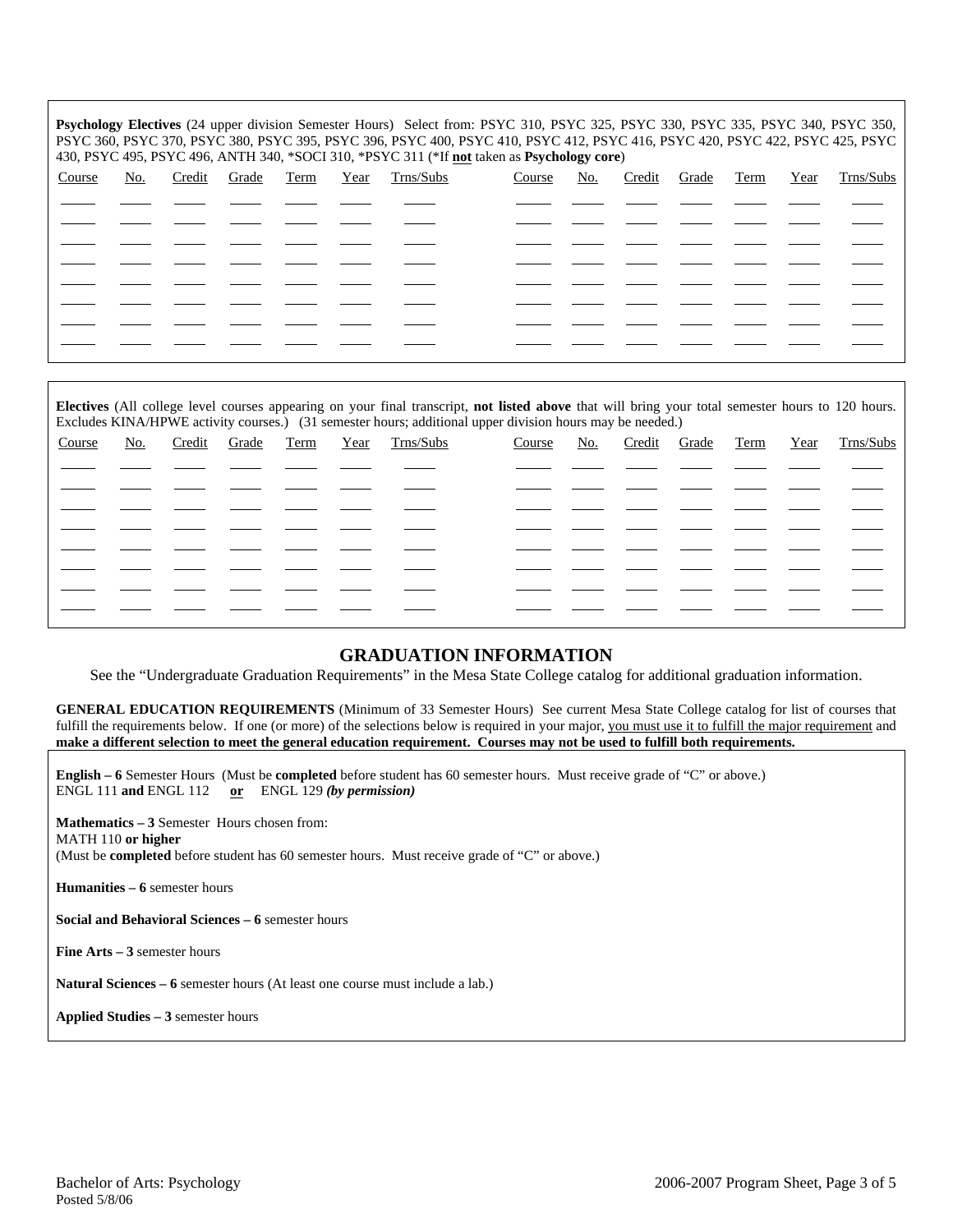**Psychology Electives** (24 upper division Semester Hours) Select from: PSYC 310, PSYC 325, PSYC 330, PSYC 335, PSYC 340, PSYC 350, PSYC 360, PSYC 370, PSYC 380, PSYC 395, PSYC 396, PSYC 400, PSYC 410, PSYC 412, PSYC 416, PSYC 420, PSYC 422, PSYC 425, PSYC 430, PSYC 495, PSYC 496, ANTH 340, *SOCI 310, *PSYC 311 (*If **not** taken as **Psychology core**)

| Course | No. | Credit | Grade | Term | Year | Trns/Subs | Course | No. | Credit | Grade | Term | Year | Trns/Subs |
|---|---|---|---|---|---|---|---|---|---|---|---|---|---|
| | | | | | | | | | | | | | |
| | | | | | | | | | | | | | |
| | | | | | | | | | | | | | |
| | | | | | | | | | | | | | |
| | | | | | | | | | | | | | |
| | | | | | | | | | | | | | |
| | | | | | | | | | | | | | |
| | | | | | | | | | | | | | |

**Electives** (All college level courses appearing on your final transcript, **not listed above** that will bring your total semester hours to 120 hours. Excludes KINA/HPWE activity courses.) (31 semester hours; additional upper division hours may be needed.)

| Course | No. | Credit | Grade | Term | Year | Trns/Subs | Course | No. | Credit | Grade | Term | Year | Trns/Subs |
|---|---|---|---|---|---|---|---|---|---|---|---|---|---|
| | | | | | | | | | | | | | |
| | | | | | | | | | | | | | |
| | | | | | | | | | | | | | |
| | | | | | | | | | | | | | |
| | | | | | | | | | | | | | |
| | | | | | | | | | | | | | |
| | | | | | | | | | | | | | |
| | | | | | | | | | | | | | |

## GRADUATION INFORMATION

See the "Undergraduate Graduation Requirements" in the Mesa State College catalog for additional graduation information.

**GENERAL EDUCATION REQUIREMENTS** (Minimum of 33 Semester Hours) See current Mesa State College catalog for list of courses that fulfill the requirements below. If one (or more) of the selections below is required in your major, you must use it to fulfill the major requirement and **make a different selection to meet the general education requirement. Courses may not be used to fulfill both requirements.**

**English – 6** Semester Hours (Must be **completed** before student has 60 semester hours. Must receive grade of "C" or above.)
ENGL 111 **and** ENGL 112 **or** ENGL 129 ***(by permission)***

**Mathematics – 3** Semester Hours chosen from:
MATH 110 **or higher**
(Must be **completed** before student has 60 semester hours. Must receive grade of "C" or above.)

**Humanities – 6** semester hours

**Social and Behavioral Sciences – 6** semester hours

**Fine Arts – 3** semester hours

**Natural Sciences – 6** semester hours (At least one course must include a lab.)

**Applied Studies – 3** semester hours

Bachelor of Arts: Psychology
Posted 5/8/06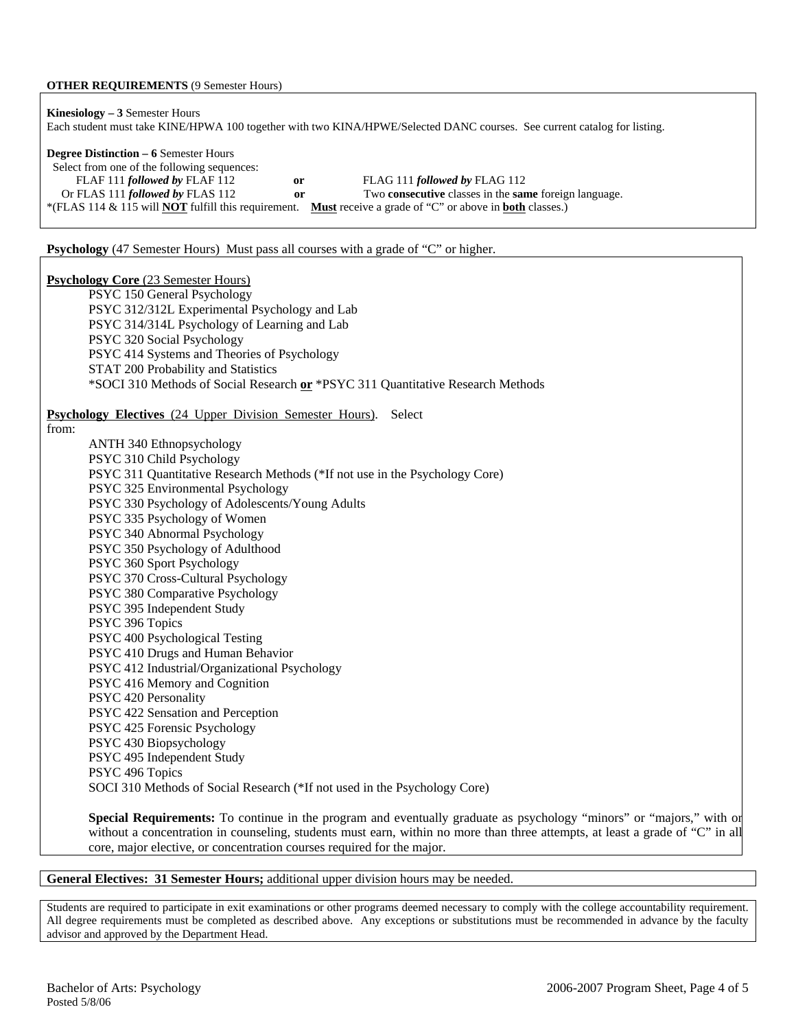**OTHER REQUIREMENTS** (9 Semester Hours)

**Kinesiology – 3** Semester Hours
Each student must take KINE/HPWA 100 together with two KINA/HPWE/Selected DANC courses. See current catalog for listing.

**Degree Distinction – 6** Semester Hours
Select from one of the following sequences:

| | | |
|---|---|---|
| FLAF 111 ***followed by*** FLAF 112 | **or** | FLAG 111 ***followed by*** FLAG 112 |
| Or FLAS 111 ***followed by*** FLAS 112 | **or** | Two **consecutive** classes in the **same** foreign language. |

*(FLAS 114 & 115 will **NOT** fulfill this requirement. **Must** receive a grade of "C" or above in **both** classes.)

**Psychology** (47 Semester Hours) Must pass all courses with a grade of "C" or higher.

**Psychology Core** (23 Semester Hours)

- PSYC 150 General Psychology
- PSYC 312/312L Experimental Psychology and Lab
- PSYC 314/314L Psychology of Learning and Lab
- PSYC 320 Social Psychology
- PSYC 414 Systems and Theories of Psychology
- STAT 200 Probability and Statistics
- *SOCI 310 Methods of Social Research **or** *PSYC 311 Quantitative Research Methods

**Psychology Electives** (24 Upper Division Semester Hours). Select from:

- ANTH 340 Ethnopsychology
- PSYC 310 Child Psychology
- PSYC 311 Quantitative Research Methods (*If not use in the Psychology Core)
- PSYC 325 Environmental Psychology
- PSYC 330 Psychology of Adolescents/Young Adults
- PSYC 335 Psychology of Women
- PSYC 340 Abnormal Psychology
- PSYC 350 Psychology of Adulthood
- PSYC 360 Sport Psychology
- PSYC 370 Cross-Cultural Psychology
- PSYC 380 Comparative Psychology
- PSYC 395 Independent Study
- PSYC 396 Topics
- PSYC 400 Psychological Testing
- PSYC 410 Drugs and Human Behavior
- PSYC 412 Industrial/Organizational Psychology
- PSYC 416 Memory and Cognition
- PSYC 420 Personality
- PSYC 422 Sensation and Perception
- PSYC 425 Forensic Psychology
- PSYC 430 Biopsychology
- PSYC 495 Independent Study
- PSYC 496 Topics
- SOCI 310 Methods of Social Research (*If not used in the Psychology Core)

**Special Requirements:** To continue in the program and eventually graduate as psychology "minors" or "majors," with or without a concentration in counseling, students must earn, within no more than three attempts, at least a grade of "C" in all core, major elective, or concentration courses required for the major.

**General Electives: 31 Semester Hours;** additional upper division hours may be needed.

Students are required to participate in exit examinations or other programs deemed necessary to comply with the college accountability requirement. All degree requirements must be completed as described above. Any exceptions or substitutions must be recommended in advance by the faculty advisor and approved by the Department Head.

Bachelor of Arts: Psychology
Posted 5/8/06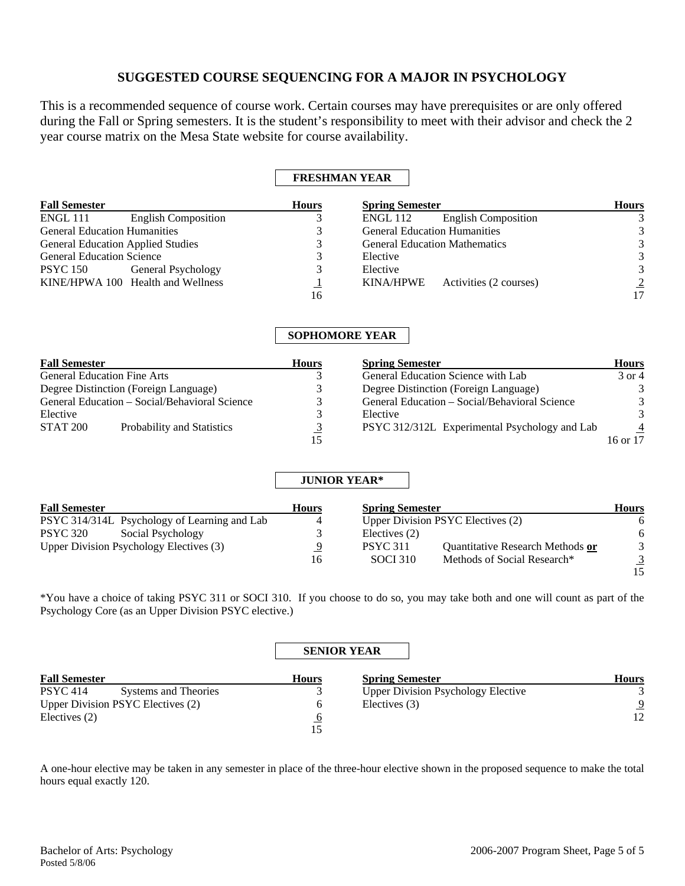## SUGGESTED COURSE SEQUENCING FOR A MAJOR IN PSYCHOLOGY

This is a recommended sequence of course work. Certain courses may have prerequisites or are only offered during the Fall or Spring semesters. It is the student's responsibility to meet with their advisor and check the 2 year course matrix on the Mesa State website for course availability.

### FRESHMAN YEAR

| Fall Semester | Hours | Spring Semester | Hours |
|---|---|---|---|
| ENGL 111 English Composition | 3 | ENGL 112 English Composition | 3 |
| General Education Humanities | 3 | General Education Humanities | 3 |
| General Education Applied Studies | 3 | General Education Mathematics | 3 |
| General Education Science | 3 | Elective | 3 |
| PSYC 150 General Psychology | 3 | Elective | 3 |
| KINE/HPWA 100 Health and Wellness | 1 | KINA/HPWE Activities (2 courses) | 2 |
| | 16 | | 17 |

### SOPHOMORE YEAR

| Fall Semester | Hours | Spring Semester | Hours |
|---|---|---|---|
| General Education Fine Arts | 3 | General Education Science with Lab | 3 or 4 |
| Degree Distinction (Foreign Language) | 3 | Degree Distinction (Foreign Language) | 3 |
| General Education – Social/Behavioral Science | 3 | General Education – Social/Behavioral Science | 3 |
| Elective | 3 | Elective | 3 |
| STAT 200 Probability and Statistics | 3 | PSYC 312/312L Experimental Psychology and Lab | 4 |
| | 15 | | 16 or 17 |

### JUNIOR YEAR*

| Fall Semester | Hours | Spring Semester | Hours |
|---|---|---|---|
| PSYC 314/314L Psychology of Learning and Lab | 4 | Upper Division PSYC Electives (2) | 6 |
| PSYC 320 Social Psychology | 3 | Electives (2) | 6 |
| Upper Division Psychology Electives (3) | 9 | PSYC 311 Quantitative Research Methods **or** | 3 |
| | 16 | SOCI 310 Methods of Social Research* | 3 |
| | | | 15 |

*You have a choice of taking PSYC 311 or SOCI 310. If you choose to do so, you may take both and one will count as part of the Psychology Core (as an Upper Division PSYC elective.)

### SENIOR YEAR

| Fall Semester | Hours | Spring Semester | Hours |
|---|---|---|---|
| PSYC 414 Systems and Theories | 3 | Upper Division Psychology Elective | 3 |
| Upper Division PSYC Electives (2) | 6 | Electives (3) | 9 |
| Electives (2) | 6 | | 12 |
| | 15 | | |

A one-hour elective may be taken in any semester in place of the three-hour elective shown in the proposed sequence to make the total hours equal exactly 120.

Bachelor of Arts: Psychology
Posted 5/8/06